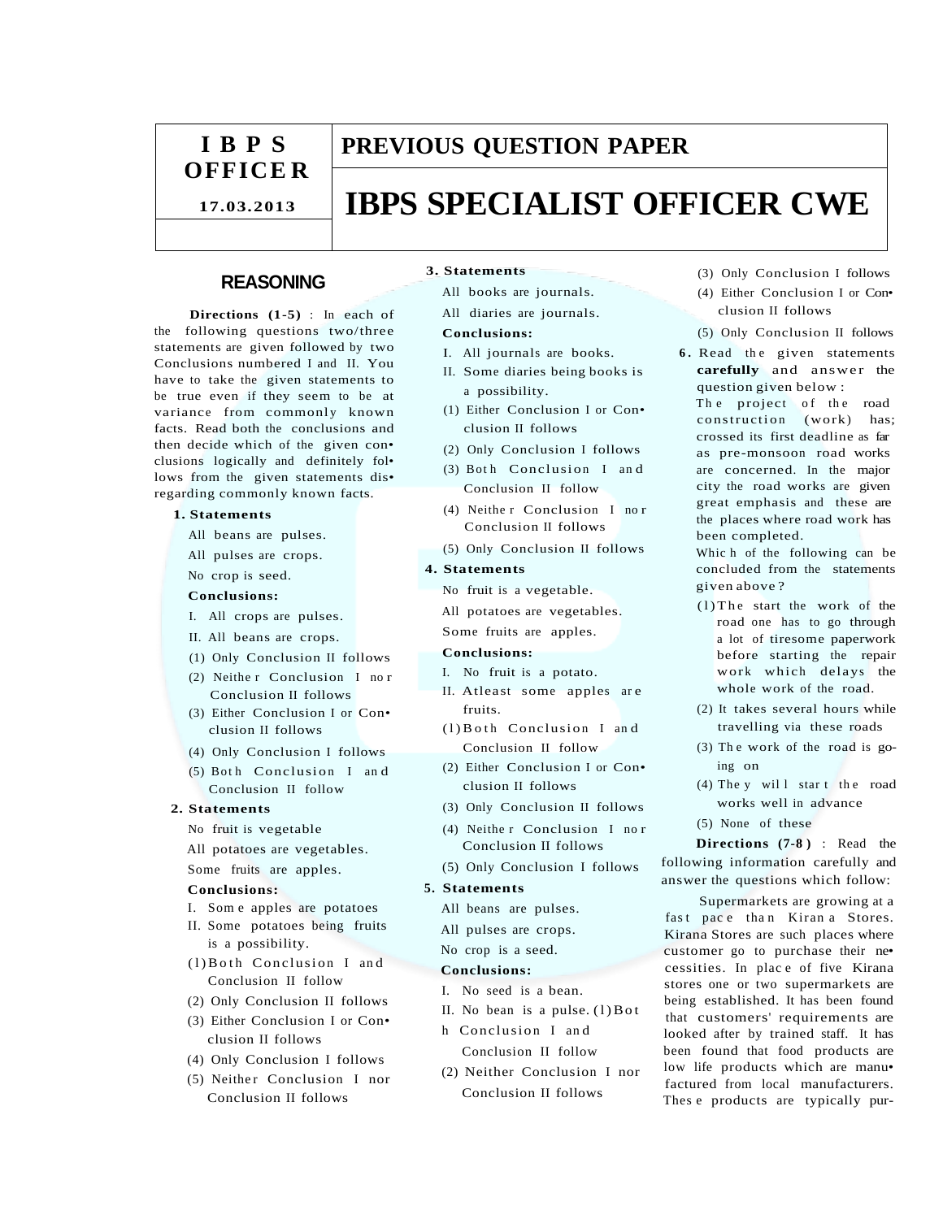| IBPS OFFICER | PREVIOUS QUESTION PAPER |
| --- | --- |
| 17.03.2013 | IBPS SPECIALIST OFFICER CWE |

## REASONING

**Directions (1-5)** : In each of the following questions two/three statements are given followed by two Conclusions numbered I and II. You have to take the given statements to be true even if they seem to be at variance from commonly known facts. Read both the conclusions and then decide which of the given conclusions logically and definitely follows from the given statements disregarding commonly known facts.

**1. Statements**

All beans are pulses.

All pulses are crops.

No crop is seed.

**Conclusions:**

I. All crops are pulses.

II. All beans are crops.

(1) Only Conclusion II follows

(2) Neither Conclusion I nor Conclusion II follows

(3) Either Conclusion I or Conclusion II follows

(4) Only Conclusion I follows

(5) Both Conclusion I and Conclusion II follow

**2. Statements**

No fruit is vegetable

All potatoes are vegetables.

Some fruits are apples.

**Conclusions:**

I. Some apples are potatoes

II. Some potatoes being fruits is a possibility.

(1) Both Conclusion I and Conclusion II follow

(2) Only Conclusion II follows

(3) Either Conclusion I or Conclusion II follows

(4) Only Conclusion I follows

(5) Neither Conclusion I nor Conclusion II follows

**3. Statements**

All books are journals.

All diaries are journals.

**Conclusions:**

I. All journals are books.

II. Some diaries being books is a possibility.

(1) Either Conclusion I or Conclusion II follows

(2) Only Conclusion I follows

(3) Both Conclusion I and Conclusion II follow

(4) Neither Conclusion I nor Conclusion II follows

(5) Only Conclusion II follows

**4. Statements**

No fruit is a vegetable.

All potatoes are vegetables.

Some fruits are apples.

**Conclusions:**

I. No fruit is a potato.

II. Atleast some apples are fruits.

(1) Both Conclusion I and Conclusion II follow

(2) Either Conclusion I or Conclusion II follows

(3) Only Conclusion II follows

(4) Neither Conclusion I nor Conclusion II follows

(5) Only Conclusion I follows

**5. Statements**

All beans are pulses.

All pulses are crops.

No crop is a seed.

**Conclusions:**

I. No seed is a bean.

II. No bean is a pulse.

(1) Both Conclusion I and Conclusion II follow

(2) Neither Conclusion I nor Conclusion II follows

(3) Only Conclusion I follows

(4) Either Conclusion I or Conclusion II follows

(5) Only Conclusion II follows

**6.** Read the given statements **carefully** and answer the question given below :

The project of the road construction (work) has; crossed its first deadline as far as pre-monsoon road works are concerned. In the major city the road works are given great emphasis and these are the places where road work has been completed.

Which of the following can be concluded from the statements given above?

(1) The start the work of the road one has to go through a lot of tiresome paperwork before starting the repair work which delays the whole work of the road.

(2) It takes several hours while travelling via these roads

(3) The work of the road is going on

(4) They will start the road works well in advance

(5) None of these

**Directions (7-8)** : Read the following information carefully and answer the questions which follow:

Supermarkets are growing at a fast pace than Kirana Stores. Kirana Stores are such places where customer go to purchase their necessities. In place of five Kirana stores one or two supermarkets are being established. It has been found that customers' requirements are looked after by trained staff. It has been found that food products are low life products which are manufactured from local manufacturers. These products are typically pur-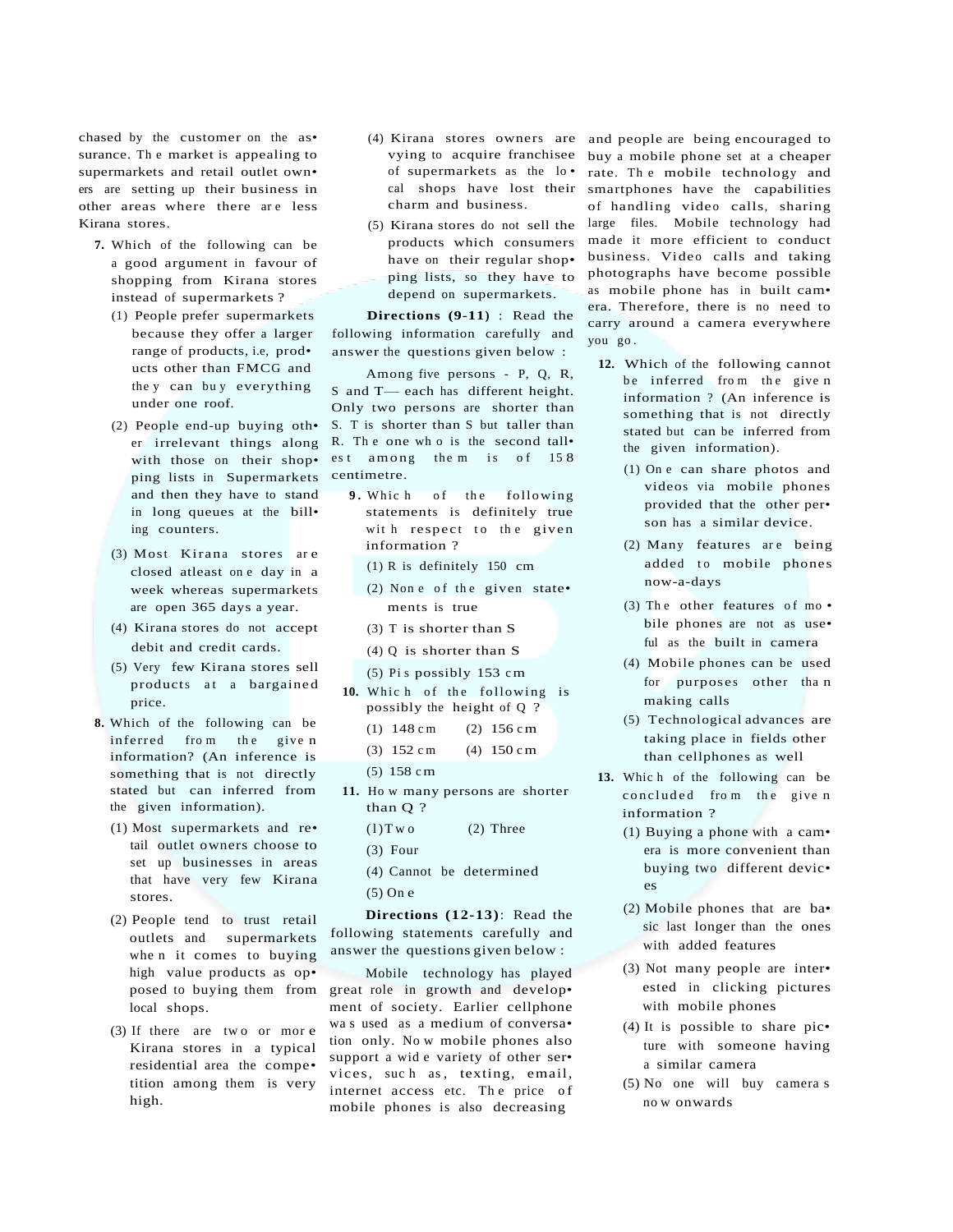chased by the customer on the assurance. The market is appealing to supermarkets and retail outlet owners are setting up their business in other areas where there are less Kirana stores.

**7.** Which of the following can be a good argument in favour of shopping from Kirana stores instead of supermarkets ?

(1) People prefer supermarkets because they offer a larger range of products, i.e, products other than FMCG and they can buy everything under one roof.

(2) People end-up buying other irrelevant things along with those on their shopping lists in Supermarkets and then they have to stand in long queues at the billing counters.

(3) Most Kirana stores are closed atleast one day in a week whereas supermarkets are open 365 days a year.

(4) Kirana stores do not accept debit and credit cards.

(5) Very few Kirana stores sell products at a bargained price.

**8.** Which of the following can be inferred from the given information? (An inference is something that is not directly stated but can inferred from the given information).

(1) Most supermarkets and retail outlet owners choose to set up businesses in areas that have very few Kirana stores.

(2) People tend to trust retail outlets and supermarkets when it comes to buying high value products as opposed to buying them from local shops.

(3) If there are two or more Kirana stores in a typical residential area the competition among them is very high.

(4) Kirana stores owners are vying to acquire franchisee of supermarkets as the local shops have lost their charm and business.

(5) Kirana stores do not sell the products which consumers have on their regular shopping lists, so they have to depend on supermarkets.

**Directions (9-11)** : Read the following information carefully and answer the questions given below :

Among five persons - P, Q, R, S and T— each has different height. Only two persons are shorter than S. T is shorter than S but taller than R. The one who is the second tallest among them is of 158 centimetre.

**9.** Which of the following statements is definitely true with respect to the given information ?

(1) R is definitely 150 cm

(2) None of the given statements is true

(3) T is shorter than S

(4) Q is shorter than S

(5) P is possibly 153 cm

**10.** Which of the following is possibly the height of Q ?

(1) 148 cm (2) 156 cm

(3) 152 cm (4) 150 cm

(5) 158 cm

**11.** How many persons are shorter than Q ?

(1) Two (2) Three

(3) Four

(4) Cannot be determined

(5) One

**Directions (12-13)**: Read the following statements carefully and answer the questions given below :

Mobile technology has played great role in growth and development of society. Earlier cellphone was used as a medium of conversation only. Now mobile phones also support a wide variety of other services, such as, texting, email, internet access etc. The price of mobile phones is also decreasing and people are being encouraged to buy a mobile phone set at a cheaper rate. The mobile technology and smartphones have the capabilities of handling video calls, sharing large files. Mobile technology had made it more efficient to conduct business. Video calls and taking photographs have become possible as mobile phone has in built camera. Therefore, there is no need to carry around a camera everywhere you go.

**12.** Which of the following cannot be inferred from the given information ? (An inference is something that is not directly stated but can be inferred from the given information).

(1) One can share photos and videos via mobile phones provided that the other person has a similar device.

(2) Many features are being added to mobile phones now-a-days

(3) The other features of mobile phones are not as useful as the built in camera

(4) Mobile phones can be used for purposes other than making calls

(5) Technological advances are taking place in fields other than cellphones as well

**13.** Which of the following can be concluded from the given information ?

(1) Buying a phone with a camera is more convenient than buying two different devices

(2) Mobile phones that are basic last longer than the ones with added features

(3) Not many people are interested in clicking pictures with mobile phones

(4) It is possible to share picture with someone having a similar camera

(5) No one will buy cameras now onwards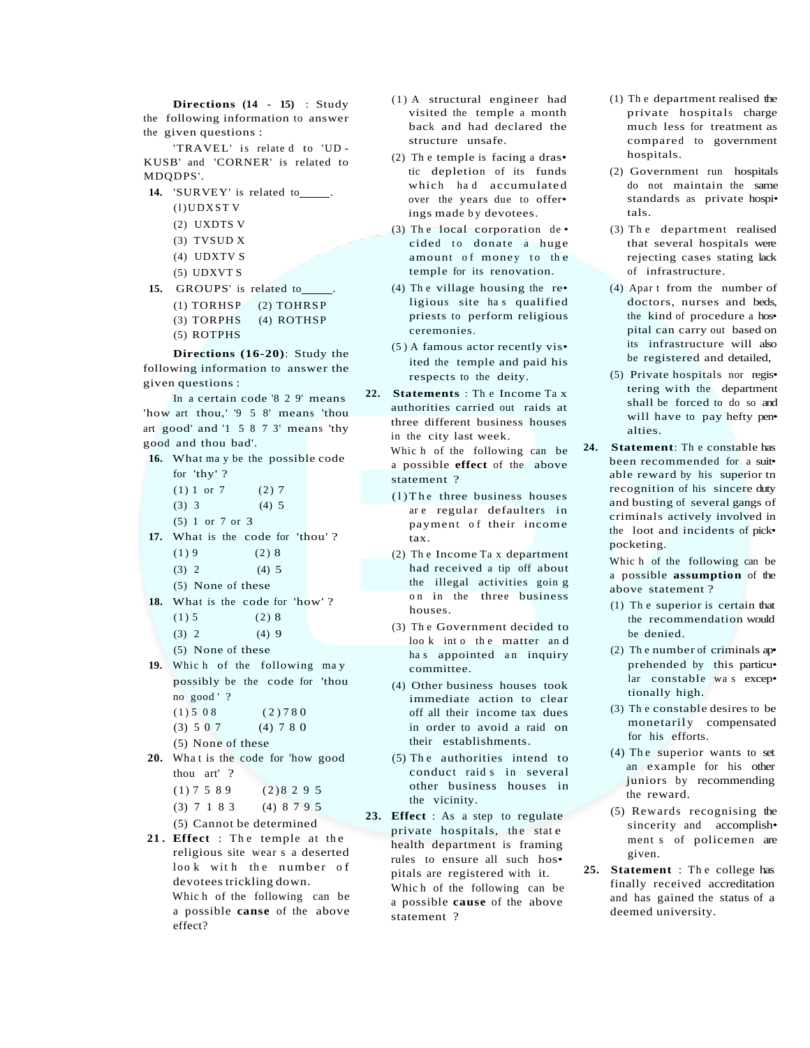**Directions (14 - 15)** : Study the following information to answer the given questions :

'TRAVEL' is related to 'UDKUSB' and 'CORNER' is related to MDQDPS'.

**14.** 'SURVEY' is related to_____.

(1) UDXST V

(2) UXDTS V

(3) TVSUD X

(4) UDXTV S

(5) UDXVT S

**15.** GROUPS' is related to_____.

(1) TORHSP (2) TOHRSP

(3) TORPHS (4) ROTHSP

(5) ROTPHS

**Directions (16-20)**: Study the following information to answer the given questions :

In a certain code '8 2 9' means 'how art thou,' '9 5 8' means 'thou art good' and '1 5 8 7 3' means 'thy good and thou bad'.

**16.** What may be the possible code for 'thy' ?

(1) 1 or 7 (2) 7

(3) 3 (4) 5

(5) 1 or 7 or 3

**17.** What is the code for 'thou' ?

(1) 9 (2) 8

(3) 2 (4) 5

(5) None of these

**18.** What is the code for 'how' ?

(1) 5 (2) 8

(3) 2 (4) 9

(5) None of these

**19.** Which of the following may possibly be the code for 'thou no good' ?

(1) 5 0 8 (2) 7 8 0

(3) 5 0 7 (4) 7 8 0

(5) None of these

**20.** What is the code for 'how good thou art' ?

(1) 7 5 8 9 (2) 8 2 9 5

(3) 7 1 8 3 (4) 8 7 9 5

(5) Cannot be determined

**21. Effect** : The temple at the religious site wears a deserted look with the number of devotees trickling down.

Which of the following can be a possible **canse** of the above effect?

(1) A structural engineer had visited the temple a month back and had declared the structure unsafe.

(2) The temple is facing a drastic depletion of its funds which had accumulated over the years due to offerings made by devotees.

(3) The local corporation decided to donate a huge amount of money to the temple for its renovation.

(4) The village housing the religious site has qualified priests to perform religious ceremonies.

(5) A famous actor recently visited the temple and paid his respects to the deity.

**22. Statements** : The Income Tax authorities carried out raids at three different business houses in the city last week.

Which of the following can be a possible **effect** of the above statement ?

(1) The three business houses are regular defaulters in payment of their income tax.

(2) The Income Tax department had received a tip off about the illegal activities going on in the three business houses.

(3) The Government decided to look into the matter and has appointed an inquiry committee.

(4) Other business houses took immediate action to clear off all their income tax dues in order to avoid a raid on their establishments.

(5) The authorities intend to conduct raids in several other business houses in the vicinity.

**23. Effect** : As a step to regulate private hospitals, the state health department is framing rules to ensure all such hospitals are registered with it.

Which of the following can be a possible **cause** of the above statement ?

(1) The department realised the private hospitals charge much less for treatment as compared to government hospitals.

(2) Government run hospitals do not maintain the same standards as private hospitals.

(3) The department realised that several hospitals were rejecting cases stating lack of infrastructure.

(4) Apart from the number of doctors, nurses and beds, the kind of procedure a hospital can carry out based on its infrastructure will also be registered and detailed,

(5) Private hospitals nor registering with the department shall be forced to do so and will have to pay hefty penalties.

**24. Statement**: The constable has been recommended for a suitable reward by his superior tn recognition of his sincere duty and busting of several gangs of criminals actively involved in the loot and incidents of pickpocketing.

Which of the following can be a possible **assumption** of the above statement ?

(1) The superior is certain that the recommendation would be denied.

(2) The number of criminals apprehended by this particular constable was exceptionally high.

(3) The constable desires to be monetarily compensated for his efforts.

(4) The superior wants to set an example for his other juniors by recommending the reward.

(5) Rewards recognising the sincerity and accomplishments of policemen are given.

**25. Statement** : The college has finally received accreditation and has gained the status of a deemed university.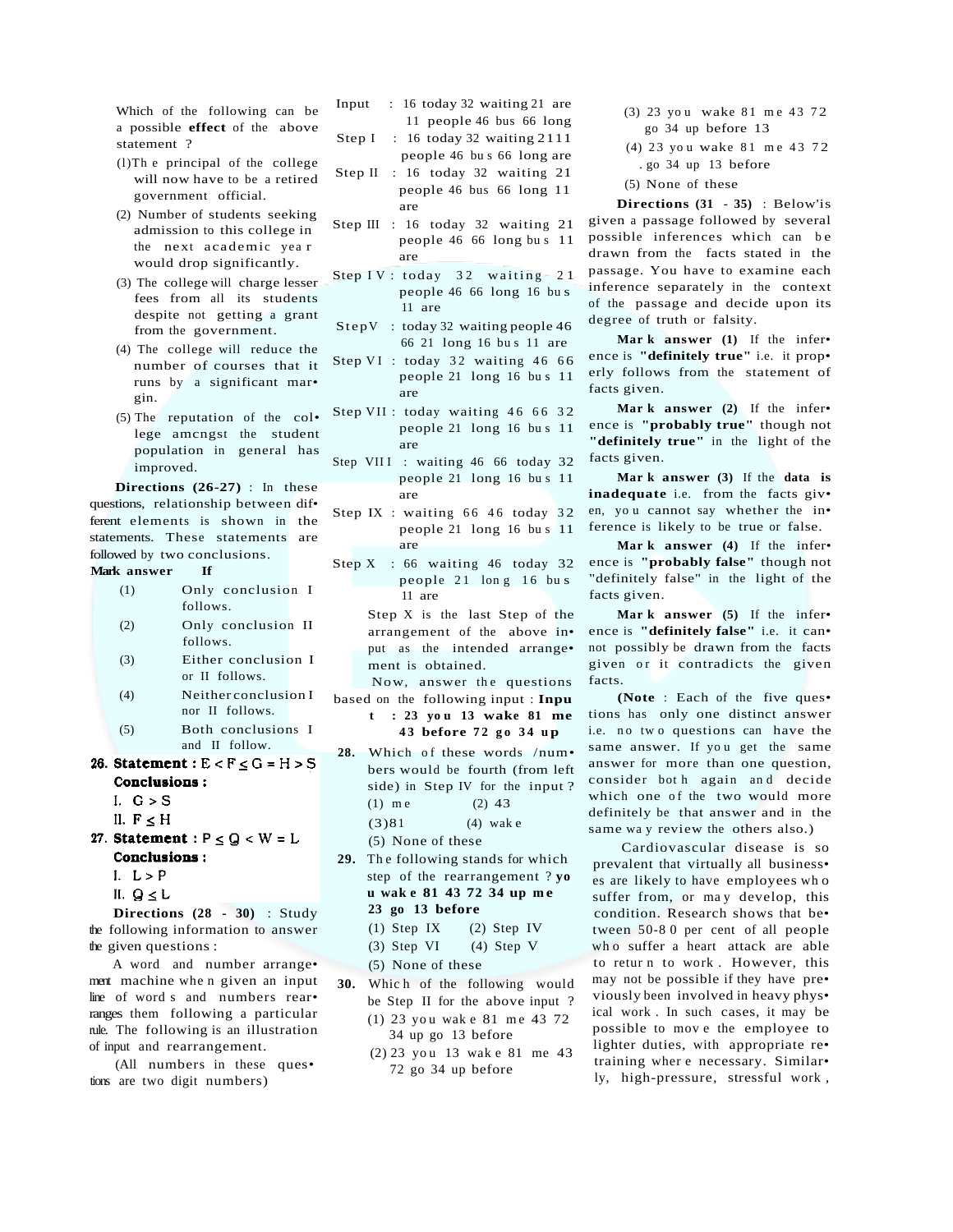Which of the following can be a possible **effect** of the above statement ?

(1) The principal of the college will now have to be a retired government official.

(2) Number of students seeking admission to this college in the next academic year would drop significantly.

(3) The college will charge lesser fees from all its students despite not getting a grant from the government.

(4) The college will reduce the number of courses that it runs by a significant margin.

(5) The reputation of the college amcngst the student population in general has improved.

**Directions (26-27)** : In these questions, relationship between different elements is shown in the statements. These statements are followed by two conclusions.

| **Mark answer** | **If** |
|---|---|
| (1) | Only conclusion I follows. |
| (2) | Only conclusion II follows. |
| (3) | Either conclusion I or II follows. |
| (4) | Neither conclusion I nor II follows. |
| (5) | Both conclusions I and II follow. |

**26. Statement** : $E < F \leq G = H > S$

**Conclusions :**

I. $G > S$

II. $F \leq H$

**27. Statement** : $P \leq Q < W = L$

**Conclusions :**

I. $L > P$

II. $Q \leq L$

**Directions (28 - 30)** : Study the following information to answer the given questions :

A word and number arrangement machine when given an input line of words and numbers rearranges them following a particular rule. The following is an illustration of input and rearrangement.

(All numbers in these questions are two digit numbers)

Input : 16 today 32 waiting 21 are 11 people 46 bus 66 long

Step I : 16 today 32 waiting 21 11 people 46 bus 66 long are

Step II : 16 today 32 waiting 21 people 46 bus 66 long 11 are

Step III : 16 today 32 waiting 21 people 46 66 long bus 11 are

Step IV : today 32 waiting 21 people 46 66 long 16 bus 11 are

Step V : today 32 waiting people 46 66 21 long 16 bus 11 are

Step VI : today 32 waiting 46 66 people 21 long 16 bus 11 are

Step VII : today waiting 46 66 32 people 21 long 16 bus 11 are

Step VIII : waiting 46 66 today 32 people 21 long 16 bus 11 are

Step IX : waiting 66 46 today 32 people 21 long 16 bus 11 are

Step X : 66 waiting 46 today 32 people 21 long 16 bus 11 are

Step X is the last Step of the arrangement of the above input as the intended arrangement is obtained.

Now, answer the questions based on the following input : **Input : 23 you 13 wake 81 me 43 before 72 go 34 up**

**28.** Which of these words /numbers would be fourth (from left side) in Step IV for the input ?

(1) me (2) 43

(3) 81 (4) wake

(5) None of these

**29.** The following stands for which step of the rearrangement ? **you wake 81 43 72 34 up me 23 go 13 before**

(1) Step IX (2) Step IV

(3) Step VI (4) Step V

(5) None of these

**30.** Which of the following would be Step II for the above input ?

(1) 23 you wake 81 me 43 72 34 up go 13 before

(2) 23 you 13 wake 81 me 43 72 go 34 up before

(3) 23 you wake 81 me 43 72 go 34 up before 13

(4) 23 you wake 81 me 43 72 . go 34 up 13 before

(5) None of these

**Directions (31 - 35)** : Below'is given a passage followed by several possible inferences which can be drawn from the facts stated in the passage. You have to examine each inference separately in the context of the passage and decide upon its degree of truth or falsity.

**Mark answer (1)** If the inference is **"definitely true"** i.e. it properly follows from the statement of facts given.

**Mark answer (2)** If the inference is **"probably true"** though not **"definitely true"** in the light of the facts given.

**Mark answer (3)** If the **data is inadequate** i.e. from the facts given, you cannot say whether the inference is likely to be true or false.

**Mark answer (4)** If the inference is **"probably false"** though not "definitely false" in the light of the facts given.

**Mark answer (5)** If the inference is **"definitely false"** i.e. it cannot possibly be drawn from the facts given or it contradicts the given facts.

**(Note** : Each of the five questions has only one distinct answer i.e. no two questions can have the same answer. If you get the same answer for more than one question, consider both again and decide which one of the two would more definitely be that answer and in the same way review the others also.)

Cardiovascular disease is so prevalent that virtually all businesses are likely to have employees who suffer from, or may develop, this condition. Research shows that between 50-80 per cent of all people who suffer a heart attack are able to return to work. However, this may not be possible if they have previously been involved in heavy physical work. In such cases, it may be possible to move the employee to lighter duties, with appropriate retraining where necessary. Similarly, high-pressure, stressful work,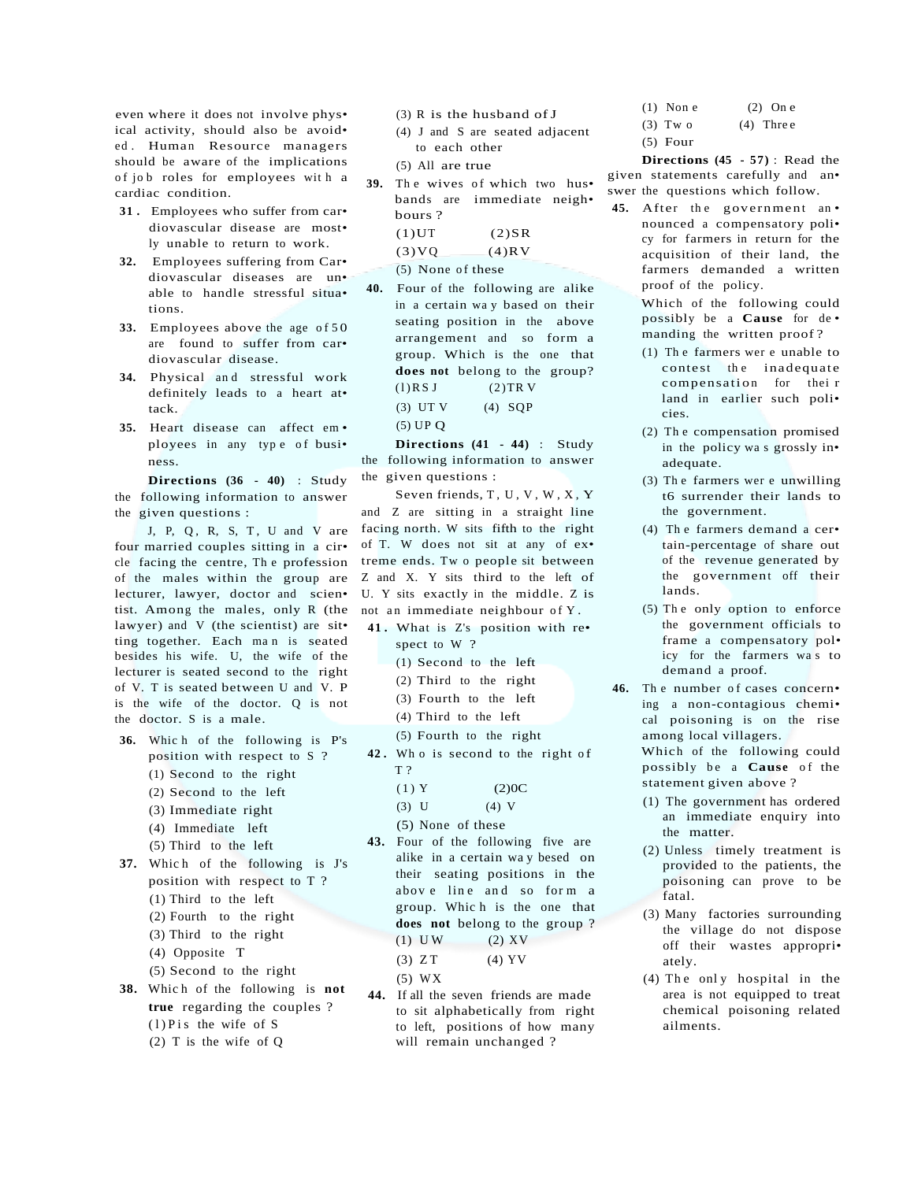even where it does not involve physical activity, should also be avoided. Human Resource managers should be aware of the implications of job roles for employees with a cardiac condition.

31. Employees who suffer from cardiovascular disease are mostly unable to return to work.

32. Employees suffering from Cardiovascular diseases are unable to handle stressful situations.

33. Employees above the age of 50 are found to suffer from cardiovascular disease.

34. Physical and stressful work definitely leads to a heart attack.

35. Heart disease can affect employees in any type of business.

**Directions (36 - 40)** : Study the following information to answer the given questions :

J, P, Q, R, S, T, U and V are four married couples sitting in a circle facing the centre, The profession of the males within the group are lecturer, lawyer, doctor and scientist. Among the males, only R (the lawyer) and V (the scientist) are sitting together. Each man is seated besides his wife. U, the wife of the lecturer is seated second to the right of V. T is seated between U and V. P is the wife of the doctor. Q is not the doctor. S is a male.

36. Which of the following is P's position with respect to S ?
(1) Second to the right
(2) Second to the left
(3) Immediate right
(4) Immediate left
(5) Third to the left

37. Which of the following is J's position with respect to T ?
(1) Third to the left
(2) Fourth to the right
(3) Third to the right
(4) Opposite T
(5) Second to the right

38. Which of the following is **not true** regarding the couples ?
(1) P is the wife of S
(2) T is the wife of Q
(3) R is the husband of J
(4) J and S are seated adjacent to each other
(5) All are true

39. The wives of which two husbands are immediate neighbours ?
(1) UT (2) SR
(3) VQ (4) RV
(5) None of these

40. Four of the following are alike in a certain way based on their seating position in the above arrangement and so form a group. Which is the one that **does not** belong to the group?
(1) RSJ (2) TRV
(3) UTV (4) SQP
(5) UPQ

**Directions (41 - 44)** : Study the following information to answer the given questions :

Seven friends, T, U, V, W, X, Y and Z are sitting in a straight line facing north. W sits fifth to the right of T. W does not sit at any of extreme ends. Two people sit between Z and X. Y sits third to the left of U. Y sits exactly in the middle. Z is not an immediate neighbour of Y.

41. What is Z's position with respect to W ?
(1) Second to the left
(2) Third to the right
(3) Fourth to the left
(4) Third to the left
(5) Fourth to the right

42. Who is second to the right of T ?
(1) Y (2) 0C
(3) U (4) V
(5) None of these

43. Four of the following five are alike in a certain way besed on their seating positions in the above line and so form a group. Which is the one that **does not** belong to the group ?
(1) UW (2) XV
(3) ZT (4) YV
(5) WX

44. If all the seven friends are made to sit alphabetically from right to left, positions of how many will remain unchanged ?
(1) None (2) One
(3) Two (4) Three
(5) Four

**Directions (45 - 57)** : Read the given statements carefully and answer the questions which follow.

45. After the government announced a compensatory policy for farmers in return for the acquisition of their land, the farmers demanded a written proof of the policy.
Which of the following could possibly be a **Cause** for demanding the written proof ?
(1) The farmers were unable to contest the inadequate compensation for their land in earlier such policies.
(2) The compensation promised in the policy was grossly inadequate.
(3) The farmers were unwilling t6 surrender their lands to the government.
(4) The farmers demand a certain-percentage of share out of the revenue generated by the government off their lands.
(5) The only option to enforce the government officials to frame a compensatory policy for the farmers was to demand a proof.

46. The number of cases concerning a non-contagious chemical poisoning is on the rise among local villagers.
Which of the following could possibly be a **Cause** of the statement given above ?
(1) The government has ordered an immediate enquiry into the matter.
(2) Unless timely treatment is provided to the patients, the poisoning can prove to be fatal.
(3) Many factories surrounding the village do not dispose off their wastes appropriately.
(4) The only hospital in the area is not equipped to treat chemical poisoning related ailments.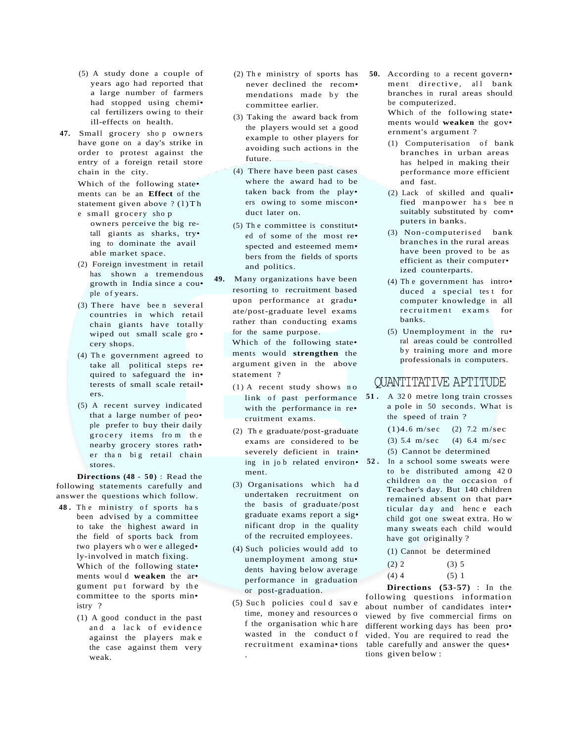(5) A study done a couple of years ago had reported that a large number of farmers had stopped using chemical fertilizers owing to their ill-effects on health.

**47.** Small grocery shop owners have gone on a day's strike in order to protest against the entry of a foreign retail store chain in the city.

Which of the following statements can be an **Effect** of the statement given above ?

(1) The small grocery shop owners perceive the big retail giants as sharks, trying to dominate the available market space.

(2) Foreign investment in retail has shown a tremendous growth in India since a couple of years.

(3) There have been several countries in which retail chain giants have totally wiped out small scale grocery shops.

(4) The government agreed to take all political steps required to safeguard the interests of small scale retailers.

(5) A recent survey indicated that a large number of people prefer to buy their daily grocery items from the nearby grocery stores rather than big retail chain stores.

**Directions (48 - 50)** : Read the following statements carefully and answer the questions which follow.

**48.** The ministry of sports has been advised by a committee to take the highest award in the field of sports back from two players who were allegedly-involved in match fixing. Which of the following statements would **weaken** the argument put forward by the committee to the sports ministry ?

(1) A good conduct in the past and a lack of evidence against the players make the case against them very weak.

(2) The ministry of sports has never declined the recommendations made by the committee earlier.

(3) Taking the award back from the players would set a good example to other players for avoiding such actions in the future.

(4) There have been past cases where the award had to be taken back from the players owing to some misconduct later on.

(5) The committee is constituted of some of the most respected and esteemed members from the fields of sports and politics.

**49.** Many organizations have been resorting to recruitment based upon performance at graduate/post-graduate level exams rather than conducting exams for the same purpose.

Which of the following statements would **strengthen** the argument given in the above statement ?

(1) A recent study shows no link of past performance with the performance in recruitment exams.

(2) The graduate/post-graduate exams are considered to be severely deficient in training in job related environment.

(3) Organisations which had undertaken recruitment on the basis of graduate/post graduate exams report a significant drop in the quality of the recruited employees.

(4) Such policies would add to unemployment among students having below average performance in graduation or post-graduation.

(5) Such policies could save time, money and resources of the organisation which are wasted in the conduct of recruitment examinations.

**50.** According to a recent government directive, all bank branches in rural areas should be computerized.

Which of the following statements would **weaken** the government's argument ?

(1) Computerisation of bank branches in urban areas has helped in making their performance more efficient and fast.

(2) Lack of skilled and qualified manpower has been suitably substituted by computers in banks.

(3) Non-computerised bank branches in the rural areas have been proved to be as efficient as their computerized counterparts.

(4) The government has introduced a special test for computer knowledge in all recruitment exams for banks.

(5) Unemployment in the rural areas could be controlled by training more and more professionals in computers.

## QUANTITATIVE APTITUDE

**51.** A 320 metre long train crosses a pole in 50 seconds. What is the speed of train ?

(1) 4.6 m/sec (2) 7.2 m/sec

(3) 5.4 m/sec (4) 6.4 m/sec

(5) Cannot be determined

**52.** In a school some sweats were to be distributed among 420 children on the occasion of Teacher's day. But 140 children remained absent on that particular day and hence each child got one sweat extra. How many sweats each child would have got originally ?

(1) Cannot be determined

(2) 2 (3) 5

(4) 4 (5) 1

**Directions (53-57)** : In the following questions information about number of candidates interviewed by five commercial firms on different working days has been provided. You are required to read the table carefully and answer the questions given below :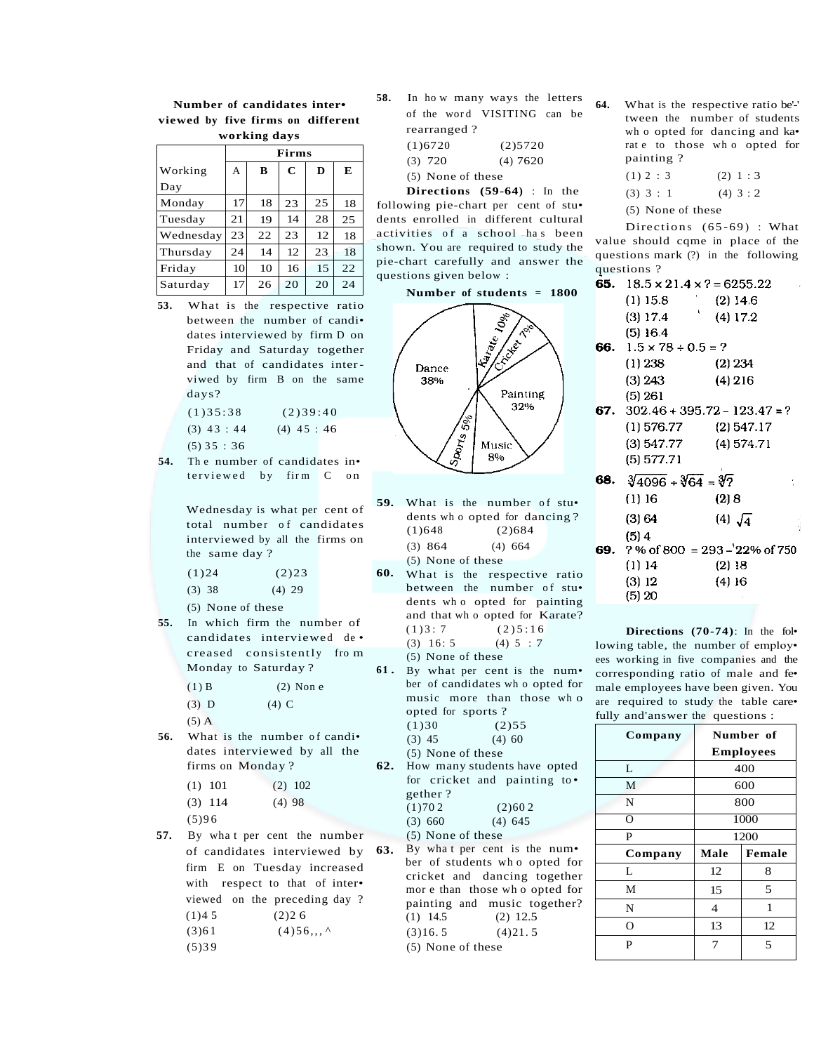**Number of candidates interviewed by five firms on different working days**

| Working Day | Firms | | | | |
|---|---|---|---|---|---|
| | A | B | C | D | E |
| Monday | 17 | 18 | 23 | 25 | 18 |
| Tuesday | 21 | 19 | 14 | 28 | 25 |
| Wednesday | 23 | 22 | 23 | 12 | 18 |
| Thursday | 24 | 14 | 12 | 23 | 18 |
| Friday | 10 | 10 | 16 | 15 | 22 |
| Saturday | 17 | 26 | 20 | 20 | 24 |

**53.** What is the respective ratio between the number of candidates interviewed by firm D on Friday and Saturday together and that of candidates interviwed by firm B on the same days?

(1) 35:38 (2) 39:40
(3) 43 : 44 (4) 45 : 46
(5) 35 : 36

**54.** The number of candidates interviewed by firm C on Wednesday is what per cent of total number of candidates interviewed by all the firms on the same day ?

(1) 24 (2) 23
(3) 38 (4) 29
(5) None of these

**55.** In which firm the number of candidates interviewed decreased consistently from Monday to Saturday ?

(1) B (2) None
(3) D (4) C
(5) A

**56.** What is the number of candidates interviewed by all the firms on Monday ?

(1) 101 (2) 102
(3) 114 (4) 98
(5) 96

**57.** By what per cent the number of candidates interviewed by firm E on Tuesday increased with respect to that of interviewed on the preceding day ?

(1) 45 (2) 26
(3) 61 (4) 56
(5) 39

**58.** In how many ways the letters of the word VISITING can be rearranged ?

(1) 6720 (2) 5720
(3) 720 (4) 7620
(5) None of these

**Directions (59-64)** : In the following pie-chart per cent of students enrolled in different cultural activities of a school has been shown. You are required to study the pie-chart carefully and answer the questions given below :

**Number of students = 1800**

Karate 10%
Cricket 7%
Dance 38%
Painting 32%
Sports 5%
Music 8%

**59.** What is the number of students who opted for dancing ?

(1) 648 (2) 684
(3) 864 (4) 664
(5) None of these

**60.** What is the respective ratio between the number of students who opted for painting and that who opted for Karate?

(1) 3 : 7 (2) 5 : 16
(3) 16 : 5 (4) 5 : 7
(5) None of these

**61.** By what per cent is the number of candidates who opted for music more than those who opted for sports ?

(1) 30 (2) 55
(3) 45 (4) 60
(5) None of these

**62.** How many students have opted for cricket and painting together ?

(1) 702 (2) 602
(3) 660 (4) 645
(5) None of these

**63.** By what per cent is the number of students who opted for cricket and dancing together more than those who opted for painting and music together?

(1) 14.5 (2) 12.5
(3) 16.5 (4) 21.5
(5) None of these

**64.** What is the respective ratio between the number of students who opted for dancing and karate to those who opted for painting ?

(1) 2 : 3 (2) 1 : 3
(3) 3 : 1 (4) 3 : 2
(5) None of these

**Directions (65-69)** : What value should come in place of the questions mark (?) in the following questions ?

**65.** $18.5 \times 21.4 \times ? = 6255.22$

(1) 15.8 (2) 14.6
(3) 17.4 (4) 17.2
(5) 16.4

**66.** $1.5 \times 78 \div 0.5 = ?$

(1) 238 (2) 234
(3) 243 (4) 216
(5) 261

**67.** $302.46 + 395.72 - 123.47 = ?$

(1) 576.77 (2) 547.17
(3) 547.77 (4) 574.71
(5) 577.71

**68.** $\sqrt[3]{4096} \div \sqrt[3]{64} = \sqrt[3]{?}$

(1) 16 (2) 8
(3) 64 (4) $\sqrt{4}$
(5) 4

**69.** ? % of 800 = 293 – 22% of 750

(1) 14 (2) 18
(3) 12 (4) 16
(5) 20

**Directions (70-74)**: In the following table, the number of employees working in five companies and the corresponding ratio of male and female employees have been given. You are required to study the table carefully and answer the questions :

| Company | Number of Employees |
|---|---|
| L | 400 |
| M | 600 |
| N | 800 |
| O | 1000 |
| P | 1200 |

| Company | Male | Female |
|---|---|---|
| L | 12 | 8 |
| M | 15 | 5 |
| N | 4 | 1 |
| O | 13 | 12 |
| P | 7 | 5 |